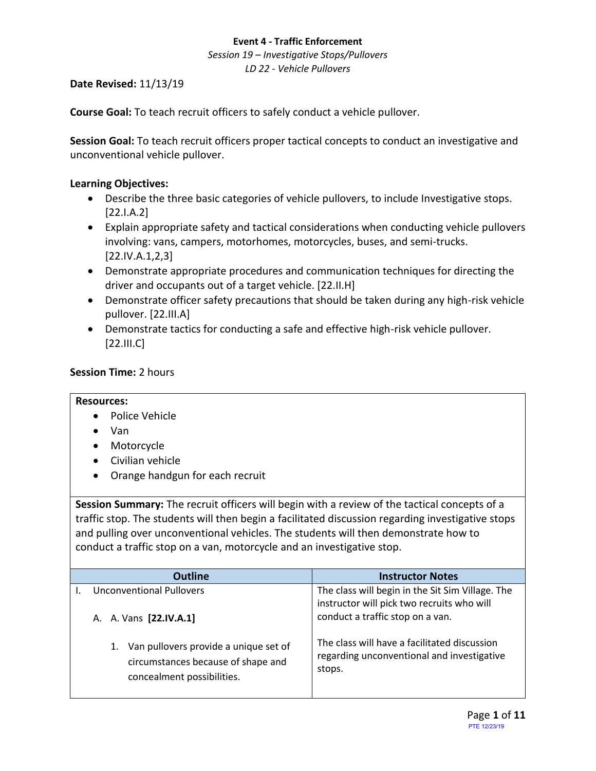**Event 4 - Traffic Enforcement**

*Session 19 – Investigative Stops/Pullovers*

*LD 22 - Vehicle Pullovers*

**Date Revised:** 11/13/19

**Course Goal:** To teach recruit officers to safely conduct a vehicle pullover.

**Session Goal:** To teach recruit officers proper tactical concepts to conduct an investigative and unconventional vehicle pullover.

**Learning Objectives:**

- Describe the three basic categories of vehicle pullovers, to include Investigative stops. [22.I.A.2]
- Explain appropriate safety and tactical considerations when conducting vehicle pullovers involving: vans, campers, motorhomes, motorcycles, buses, and semi-trucks. [22.IV.A.1,2,3]
- Demonstrate appropriate procedures and communication techniques for directing the driver and occupants out of a target vehicle. [22.II.H]
- Demonstrate officer safety precautions that should be taken during any high-risk vehicle pullover. [22.III.A]
- Demonstrate tactics for conducting a safe and effective high-risk vehicle pullover. [22.III.C]

**Session Time:** 2 hours

**Resources:**

- Police Vehicle
- Van
- Motorcycle
- Civilian vehicle
- Orange handgun for each recruit

**Session Summary:** The recruit officers will begin with a review of the tactical concepts of a traffic stop. The students will then begin a facilitated discussion regarding investigative stops and pulling over unconventional vehicles. The students will then demonstrate how to conduct a traffic stop on a van, motorcycle and an investigative stop.

| Outline | Instructor Notes |
|---|---|
| I. Unconventional Pullovers<br><br>A. A. Vans **[22.IV.A.1]**<br><br>1. Van pullovers provide a unique set of circumstances because of shape and concealment possibilities. | The class will begin in the Sit Sim Village. The instructor will pick two recruits who will conduct a traffic stop on a van.<br><br>The class will have a facilitated discussion regarding unconventional and investigative stops. |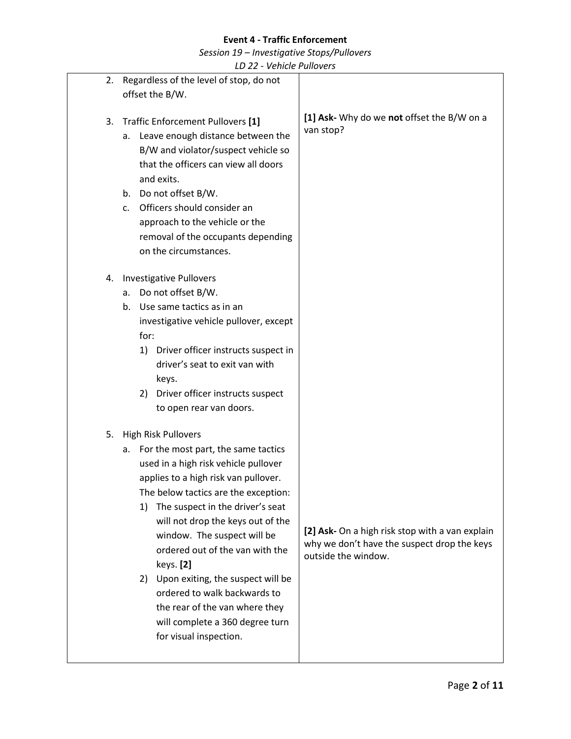| | |
|---|---|
| 2. Regardless of the level of stop, do not offset the B/W.<br><br>3. Traffic Enforcement Pullovers **[1]**<br>a. Leave enough distance between the B/W and violator/suspect vehicle so that the officers can view all doors and exits.<br>b. Do not offset B/W.<br>c. Officers should consider an approach to the vehicle or the removal of the occupants depending on the circumstances.<br><br>4. Investigative Pullovers<br>a. Do not offset B/W.<br>b. Use same tactics as in an investigative vehicle pullover, except for:<br>1) Driver officer instructs suspect in driver's seat to exit van with keys.<br>2) Driver officer instructs suspect to open rear van doors.<br><br>5. High Risk Pullovers<br>a. For the most part, the same tactics used in a high risk vehicle pullover applies to a high risk van pullover. The below tactics are the exception:<br>1) The suspect in the driver's seat will not drop the keys out of the window. The suspect will be ordered out of the van with the keys. **[2]**<br>2) Upon exiting, the suspect will be ordered to walk backwards to the rear of the van where they will complete a 360 degree turn for visual inspection. | **[1] Ask-** Why do we **not** offset the B/W on a van stop?<br><br>**[2] Ask-** On a high risk stop with a van explain why we don't have the suspect drop the keys outside the window. |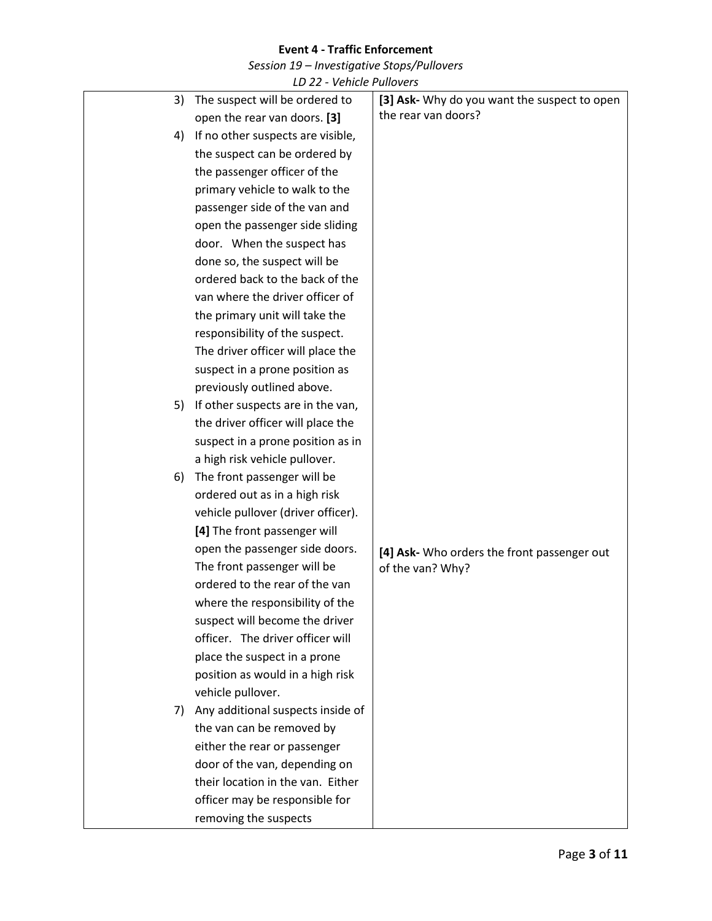| | |
|---|---|
| 3) The suspect will be ordered to open the rear van doors. **[3]** | **[3] Ask-** Why do you want the suspect to open the rear van doors? |
| 4) If no other suspects are visible, the suspect can be ordered by the passenger officer of the primary vehicle to walk to the passenger side of the van and open the passenger side sliding door. When the suspect has done so, the suspect will be ordered back to the back of the van where the driver officer of the primary unit will take the responsibility of the suspect. The driver officer will place the suspect in a prone position as previously outlined above. | |
| 5) If other suspects are in the van, the driver officer will place the suspect in a prone position as in a high risk vehicle pullover. | |
| 6) The front passenger will be ordered out as in a high risk vehicle pullover (driver officer). **[4]** The front passenger will open the passenger side doors. The front passenger will be ordered to the rear of the van where the responsibility of the suspect will become the driver officer. The driver officer will place the suspect in a prone position as would in a high risk vehicle pullover. | **[4] Ask-** Who orders the front passenger out of the van? Why? |
| 7) Any additional suspects inside of the van can be removed by either the rear or passenger door of the van, depending on their location in the van. Either officer may be responsible for removing the suspects | |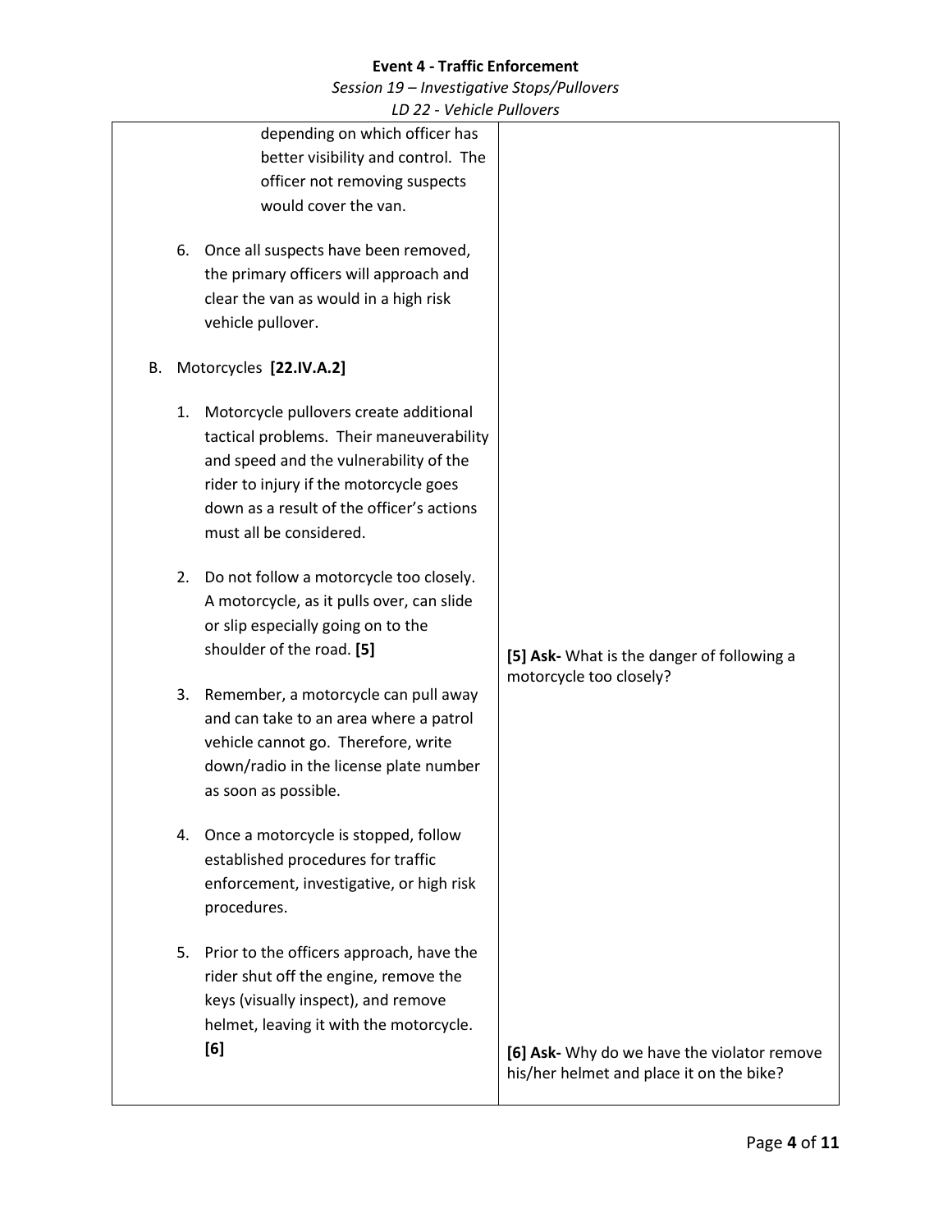| | |
|---|---|
| depending on which officer has better visibility and control. The officer not removing suspects would cover the van. | |
| 6. Once all suspects have been removed, the primary officers will approach and clear the van as would in a high risk vehicle pullover. | |
| B. Motorcycles **[22.IV.A.2]** | |
| 1. Motorcycle pullovers create additional tactical problems. Their maneuverability and speed and the vulnerability of the rider to injury if the motorcycle goes down as a result of the officer's actions must all be considered. | |
| 2. Do not follow a motorcycle too closely. A motorcycle, as it pulls over, can slide or slip especially going on to the shoulder of the road. **[5]** | **[5] Ask-** What is the danger of following a motorcycle too closely? |
| 3. Remember, a motorcycle can pull away and can take to an area where a patrol vehicle cannot go. Therefore, write down/radio in the license plate number as soon as possible. | |
| 4. Once a motorcycle is stopped, follow established procedures for traffic enforcement, investigative, or high risk procedures. | |
| 5. Prior to the officers approach, have the rider shut off the engine, remove the keys (visually inspect), and remove helmet, leaving it with the motorcycle. **[6]** | **[6] Ask-** Why do we have the violator remove his/her helmet and place it on the bike? |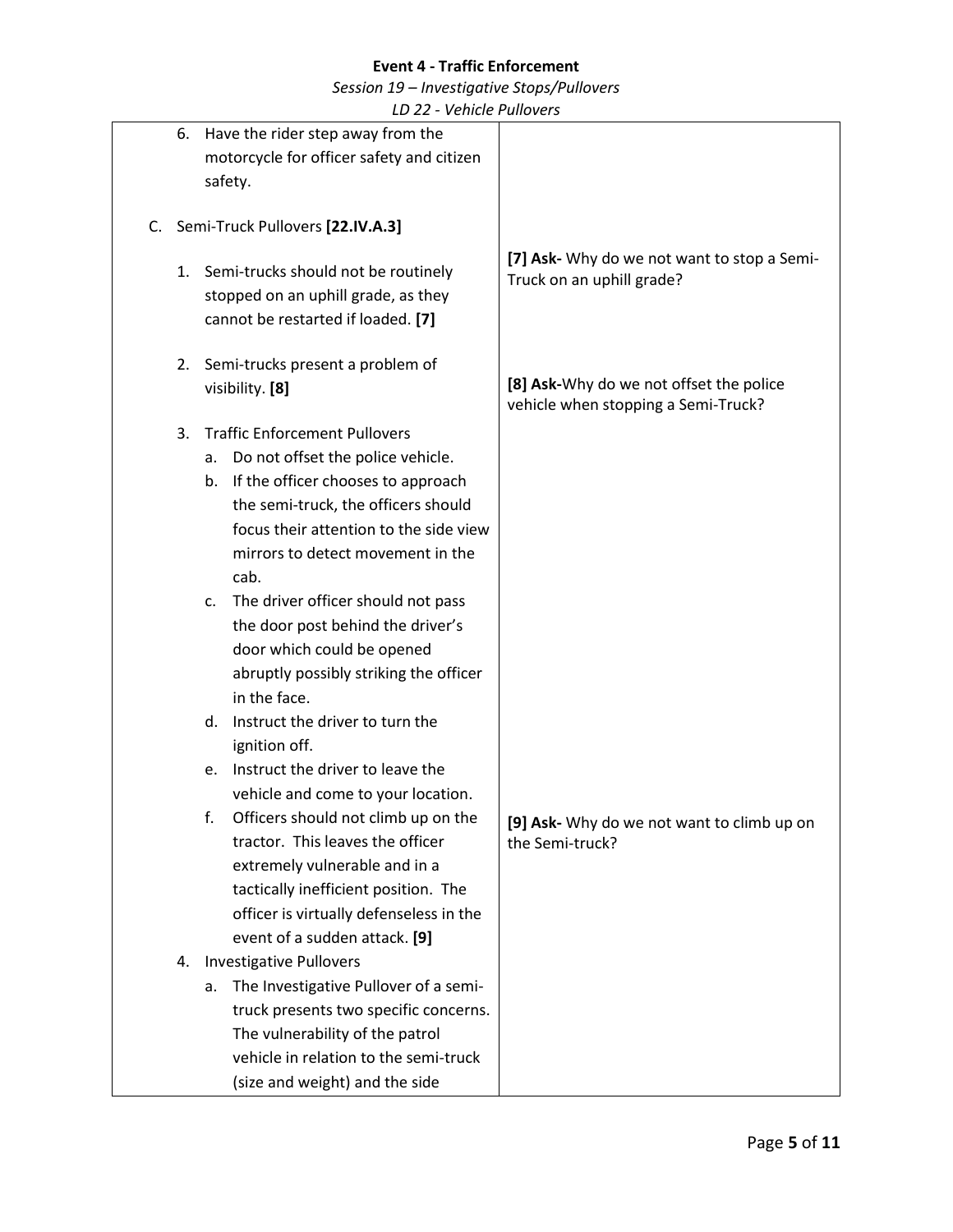| | |
|---|---|
| 6. Have the rider step away from the motorcycle for officer safety and citizen safety. | |
| C. Semi-Truck Pullovers **[22.IV.A.3]** | |
| 1. Semi-trucks should not be routinely stopped on an uphill grade, as they cannot be restarted if loaded. **[7]** | **[7] Ask-** Why do we not want to stop a Semi-Truck on an uphill grade? |
| 2. Semi-trucks present a problem of visibility. **[8]** | **[8] Ask-**Why do we not offset the police vehicle when stopping a Semi-Truck? |
| 3. Traffic Enforcement Pullovers<br>a. Do not offset the police vehicle.<br>b. If the officer chooses to approach the semi-truck, the officers should focus their attention to the side view mirrors to detect movement in the cab.<br>c. The driver officer should not pass the door post behind the driver's door which could be opened abruptly possibly striking the officer in the face.<br>d. Instruct the driver to turn the ignition off.<br>e. Instruct the driver to leave the vehicle and come to your location.<br>f. Officers should not climb up on the tractor. This leaves the officer extremely vulnerable and in a tactically inefficient position. The officer is virtually defenseless in the event of a sudden attack. **[9]** | **[9] Ask-** Why do we not want to climb up on the Semi-truck? |
| 4. Investigative Pullovers<br>a. The Investigative Pullover of a semi-truck presents two specific concerns. The vulnerability of the patrol vehicle in relation to the semi-truck (size and weight) and the side | |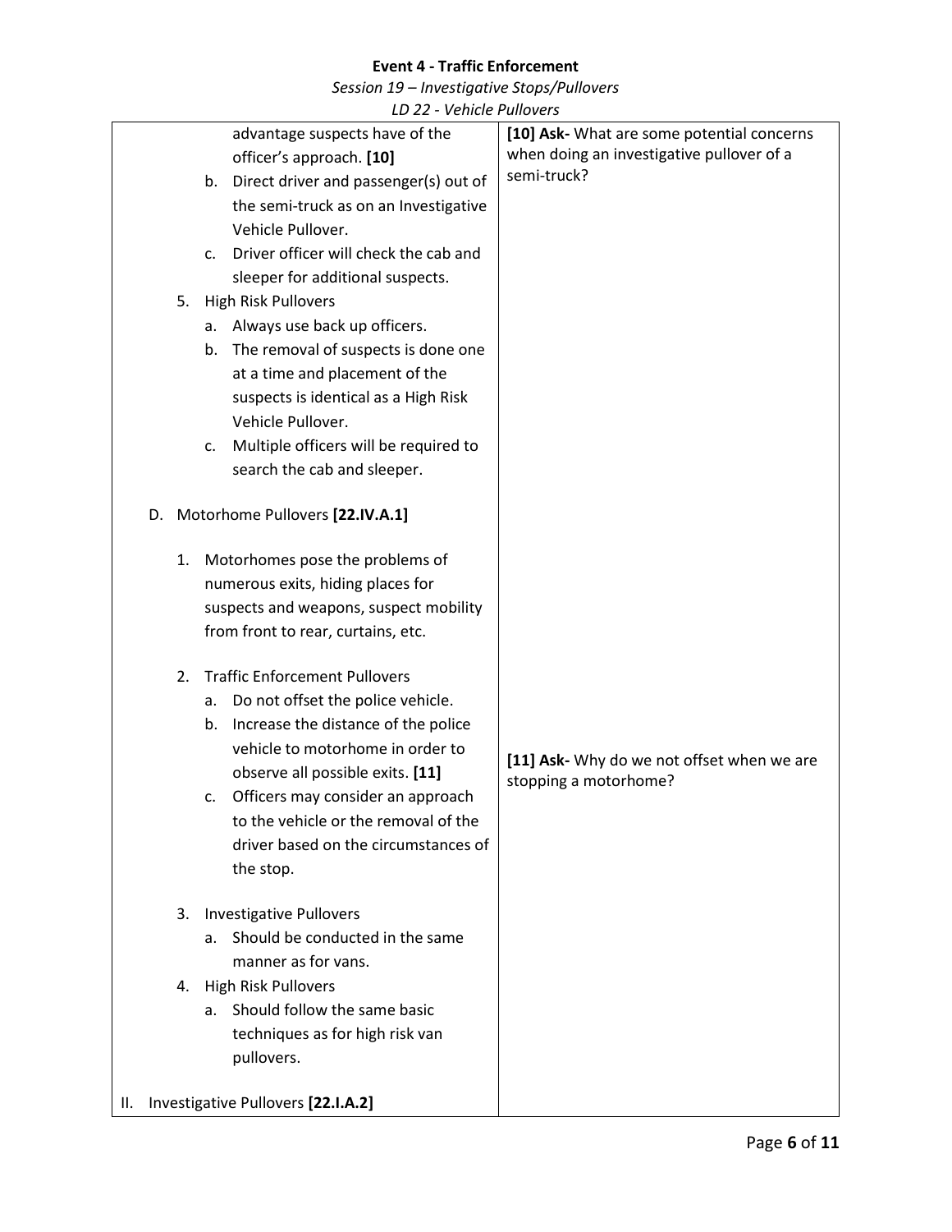| | |
|---|---|
| advantage suspects have of the officer's approach. **[10]**<br>b. Direct driver and passenger(s) out of the semi-truck as on an Investigative Vehicle Pullover.<br>c. Driver officer will check the cab and sleeper for additional suspects.<br>5. High Risk Pullovers<br>a. Always use back up officers.<br>b. The removal of suspects is done one at a time and placement of the suspects is identical as a High Risk Vehicle Pullover.<br>c. Multiple officers will be required to search the cab and sleeper. | **[10] Ask-** What are some potential concerns when doing an investigative pullover of a semi-truck? |
| D. Motorhome Pullovers **[22.IV.A.1]**<br>1. Motorhomes pose the problems of numerous exits, hiding places for suspects and weapons, suspect mobility from front to rear, curtains, etc.<br>2. Traffic Enforcement Pullovers<br>a. Do not offset the police vehicle.<br>b. Increase the distance of the police vehicle to motorhome in order to observe all possible exits. **[11]**<br>c. Officers may consider an approach to the vehicle or the removal of the driver based on the circumstances of the stop. | **[11] Ask-** Why do we not offset when we are stopping a motorhome? |
| 3. Investigative Pullovers<br>a. Should be conducted in the same manner as for vans.<br>4. High Risk Pullovers<br>a. Should follow the same basic techniques as for high risk van pullovers. | |
| II. Investigative Pullovers **[22.I.A.2]** | |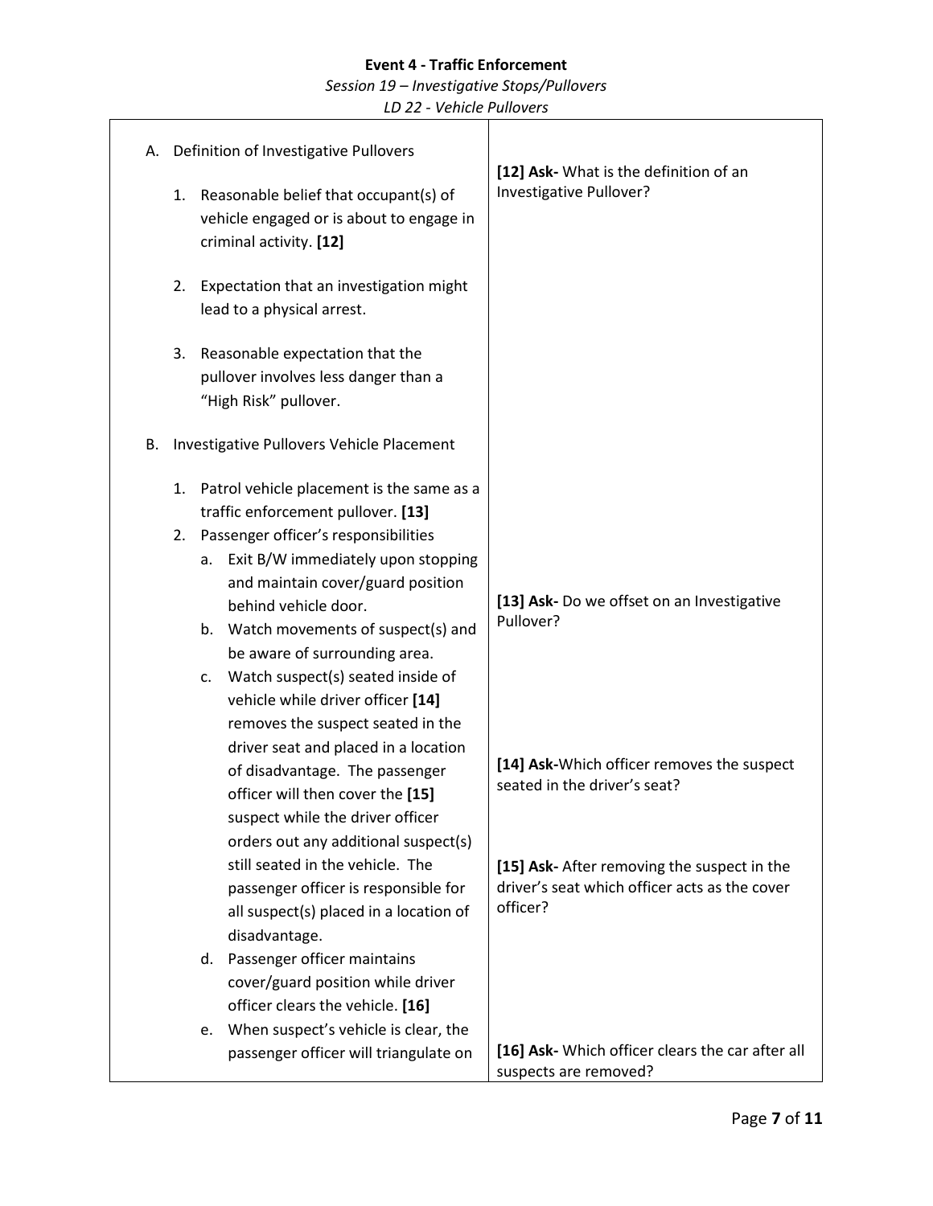**Event 4 - Traffic Enforcement**

*Session 19 – Investigative Stops/Pullovers*

*LD 22 - Vehicle Pullovers*

| | |
|---|---|
| A. Definition of Investigative Pullovers<br><br>1. Reasonable belief that occupant(s) of vehicle engaged or is about to engage in criminal activity. **[12]**<br><br>2. Expectation that an investigation might lead to a physical arrest.<br><br>3. Reasonable expectation that the pullover involves less danger than a "High Risk" pullover. | **[12] Ask-** What is the definition of an Investigative Pullover? |
| B. Investigative Pullovers Vehicle Placement<br><br>1. Patrol vehicle placement is the same as a traffic enforcement pullover. **[13]**<br>2. Passenger officer's responsibilities<br>a. Exit B/W immediately upon stopping and maintain cover/guard position behind vehicle door.<br>b. Watch movements of suspect(s) and be aware of surrounding area. | **[13] Ask-** Do we offset on an Investigative Pullover? |
| c. Watch suspect(s) seated inside of vehicle while driver officer **[14]** removes the suspect seated in the driver seat and placed in a location of disadvantage. The passenger officer will then cover the **[15]** suspect while the driver officer orders out any additional suspect(s) still seated in the vehicle. The passenger officer is responsible for all suspect(s) placed in a location of disadvantage. | **[14] Ask-**Which officer removes the suspect seated in the driver's seat?<br><br>**[15] Ask-** After removing the suspect in the driver's seat which officer acts as the cover officer? |
| d. Passenger officer maintains cover/guard position while driver officer clears the vehicle. **[16]**<br>e. When suspect's vehicle is clear, the passenger officer will triangulate on | **[16] Ask-** Which officer clears the car after all suspects are removed? |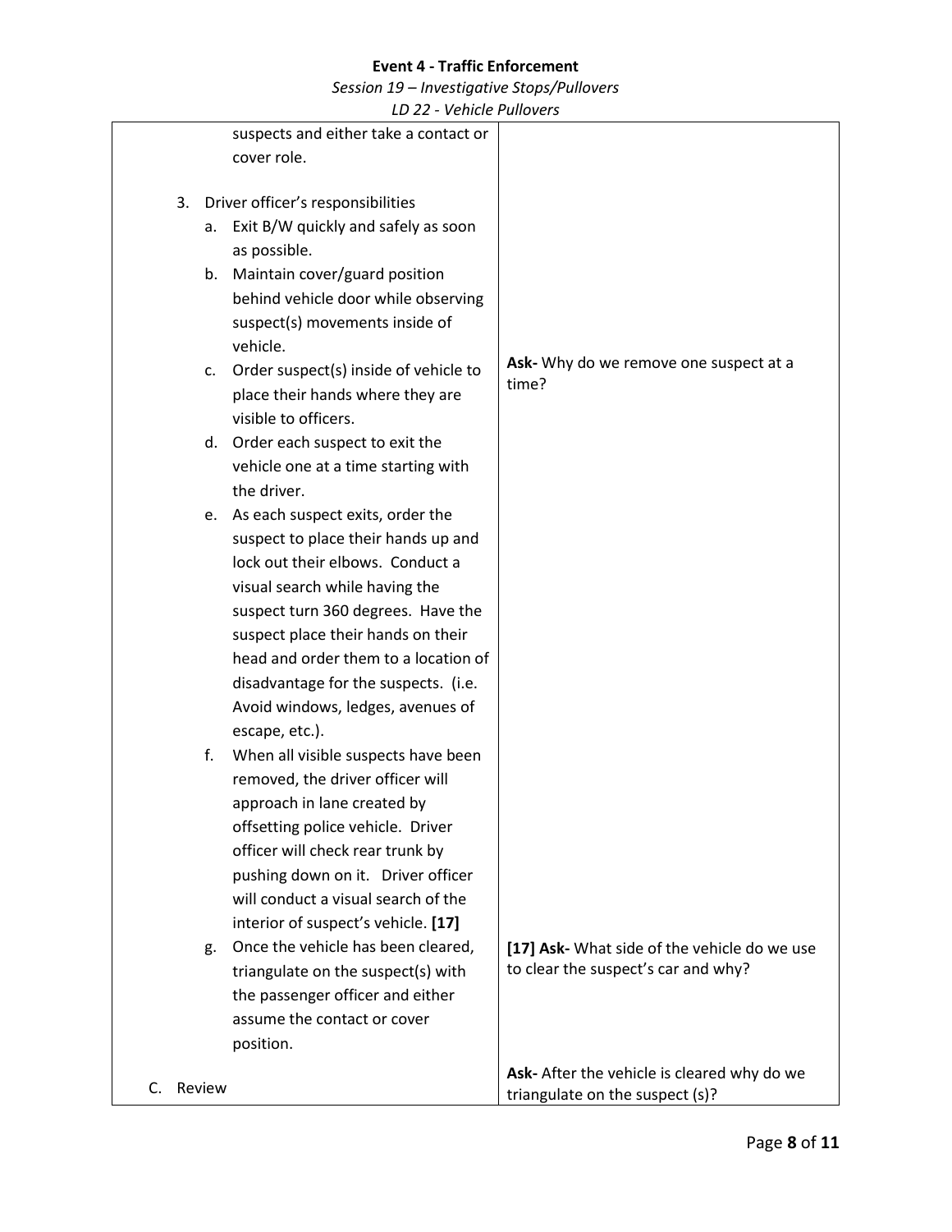| | |
|---|---|
| suspects and either take a contact or cover role.<br><br>3. Driver officer's responsibilities<br>a. Exit B/W quickly and safely as soon as possible.<br>b. Maintain cover/guard position behind vehicle door while observing suspect(s) movements inside of vehicle.<br>c. Order suspect(s) inside of vehicle to place their hands where they are visible to officers.<br>d. Order each suspect to exit the vehicle one at a time starting with the driver.<br>e. As each suspect exits, order the suspect to place their hands up and lock out their elbows. Conduct a visual search while having the suspect turn 360 degrees. Have the suspect place their hands on their head and order them to a location of disadvantage for the suspects. (i.e. Avoid windows, ledges, avenues of escape, etc.).<br>f. When all visible suspects have been removed, the driver officer will approach in lane created by offsetting police vehicle. Driver officer will check rear trunk by pushing down on it. Driver officer will conduct a visual search of the interior of suspect's vehicle. **[17]** | **Ask-** Why do we remove one suspect at a time? |
| g. Once the vehicle has been cleared, triangulate on the suspect(s) with the passenger officer and either assume the contact or cover position. | **[17] Ask-** What side of the vehicle do we use to clear the suspect's car and why? |
| C. Review | **Ask-** After the vehicle is cleared why do we triangulate on the suspect (s)? |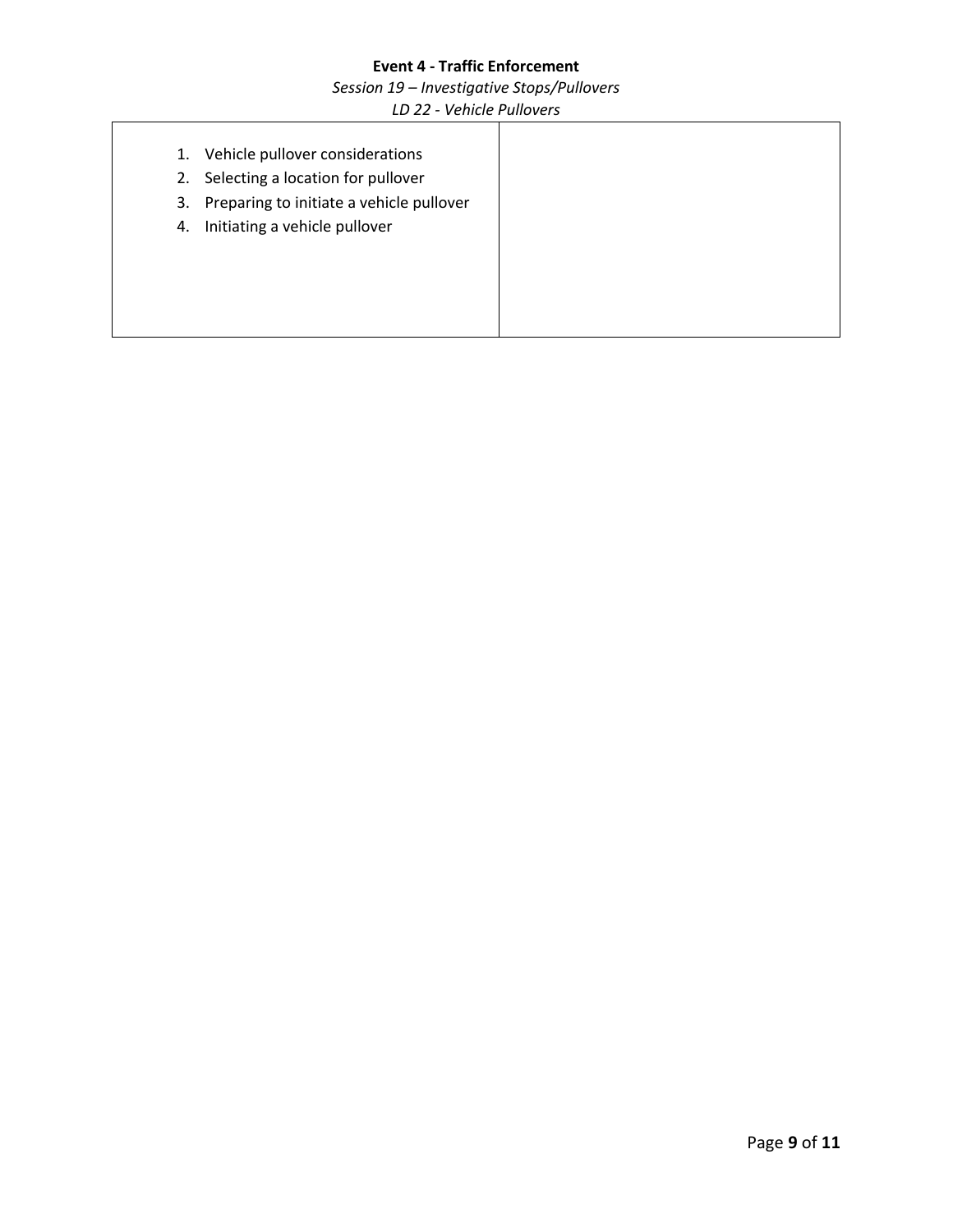**Event 4 - Traffic Enforcement**

*Session 19 – Investigative Stops/Pullovers*

*LD 22 - Vehicle Pullovers*

| | |
|---|---|
| 1. Vehicle pullover considerations<br>2. Selecting a location for pullover<br>3. Preparing to initiate a vehicle pullover<br>4. Initiating a vehicle pullover | |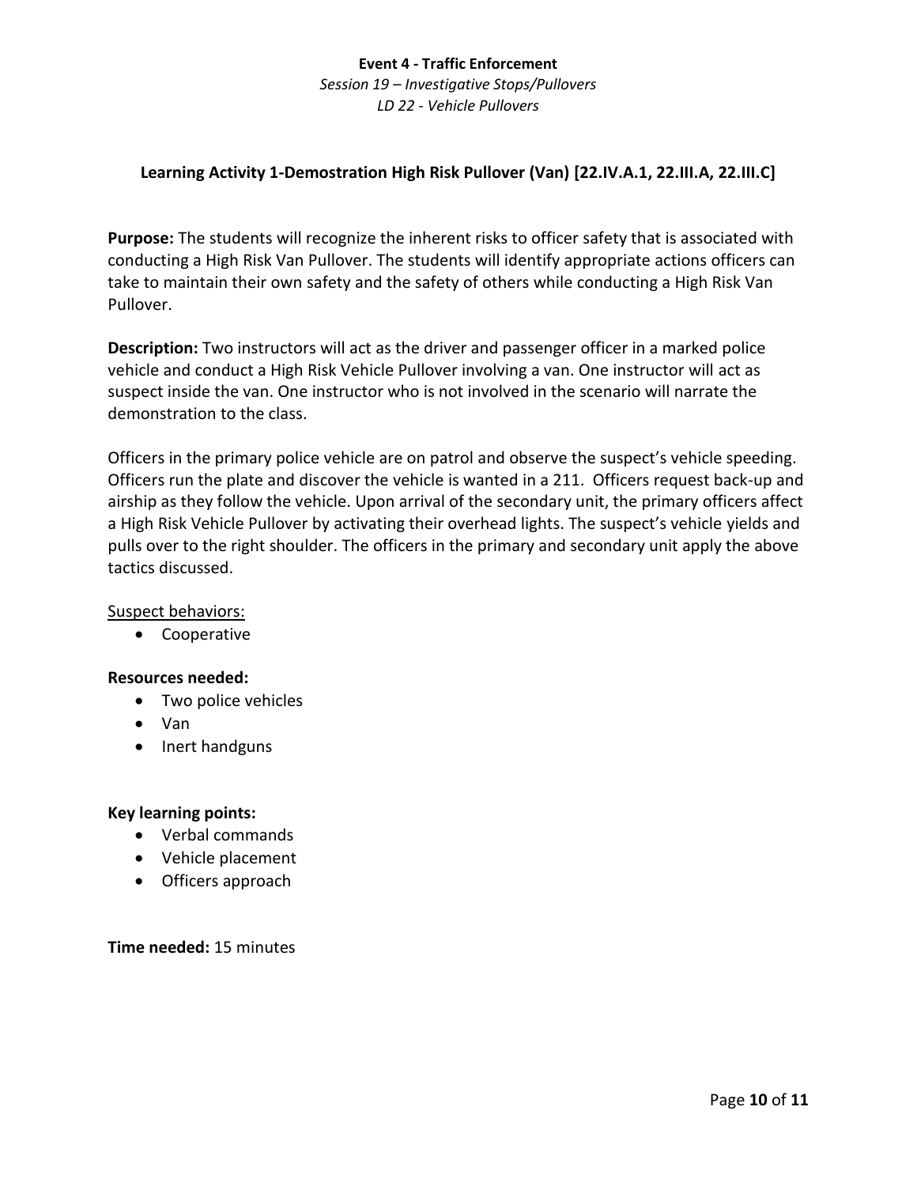**Event 4 - Traffic Enforcement**

*Session 19 – Investigative Stops/Pullovers*

*LD 22 - Vehicle Pullovers*

## Learning Activity 1-Demostration High Risk Pullover (Van) [22.IV.A.1, 22.III.A, 22.III.C]

**Purpose:** The students will recognize the inherent risks to officer safety that is associated with conducting a High Risk Van Pullover. The students will identify appropriate actions officers can take to maintain their own safety and the safety of others while conducting a High Risk Van Pullover.

**Description:** Two instructors will act as the driver and passenger officer in a marked police vehicle and conduct a High Risk Vehicle Pullover involving a van. One instructor will act as suspect inside the van. One instructor who is not involved in the scenario will narrate the demonstration to the class.

Officers in the primary police vehicle are on patrol and observe the suspect's vehicle speeding. Officers run the plate and discover the vehicle is wanted in a 211. Officers request back-up and airship as they follow the vehicle. Upon arrival of the secondary unit, the primary officers affect a High Risk Vehicle Pullover by activating their overhead lights. The suspect's vehicle yields and pulls over to the right shoulder. The officers in the primary and secondary unit apply the above tactics discussed.

<u>Suspect behaviors:</u>

- Cooperative

**Resources needed:**

- Two police vehicles
- Van
- Inert handguns

**Key learning points:**

- Verbal commands
- Vehicle placement
- Officers approach

**Time needed:** 15 minutes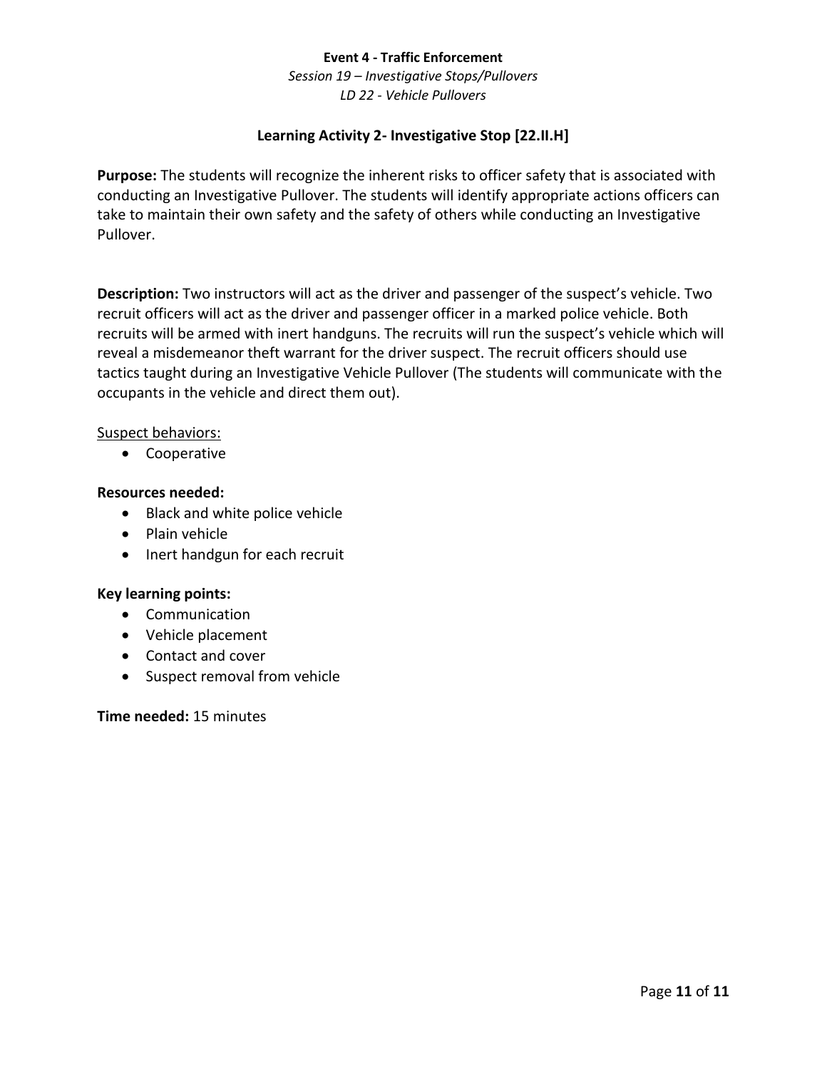**Event 4 - Traffic Enforcement**

*Session 19 – Investigative Stops/Pullovers*

*LD 22 - Vehicle Pullovers*

## Learning Activity 2- Investigative Stop [22.II.H]

**Purpose:** The students will recognize the inherent risks to officer safety that is associated with conducting an Investigative Pullover. The students will identify appropriate actions officers can take to maintain their own safety and the safety of others while conducting an Investigative Pullover.

**Description:** Two instructors will act as the driver and passenger of the suspect's vehicle. Two recruit officers will act as the driver and passenger officer in a marked police vehicle. Both recruits will be armed with inert handguns. The recruits will run the suspect's vehicle which will reveal a misdemeanor theft warrant for the driver suspect. The recruit officers should use tactics taught during an Investigative Vehicle Pullover (The students will communicate with the occupants in the vehicle and direct them out).

Suspect behaviors:

- Cooperative

**Resources needed:**

- Black and white police vehicle
- Plain vehicle
- Inert handgun for each recruit

**Key learning points:**

- Communication
- Vehicle placement
- Contact and cover
- Suspect removal from vehicle

**Time needed:** 15 minutes